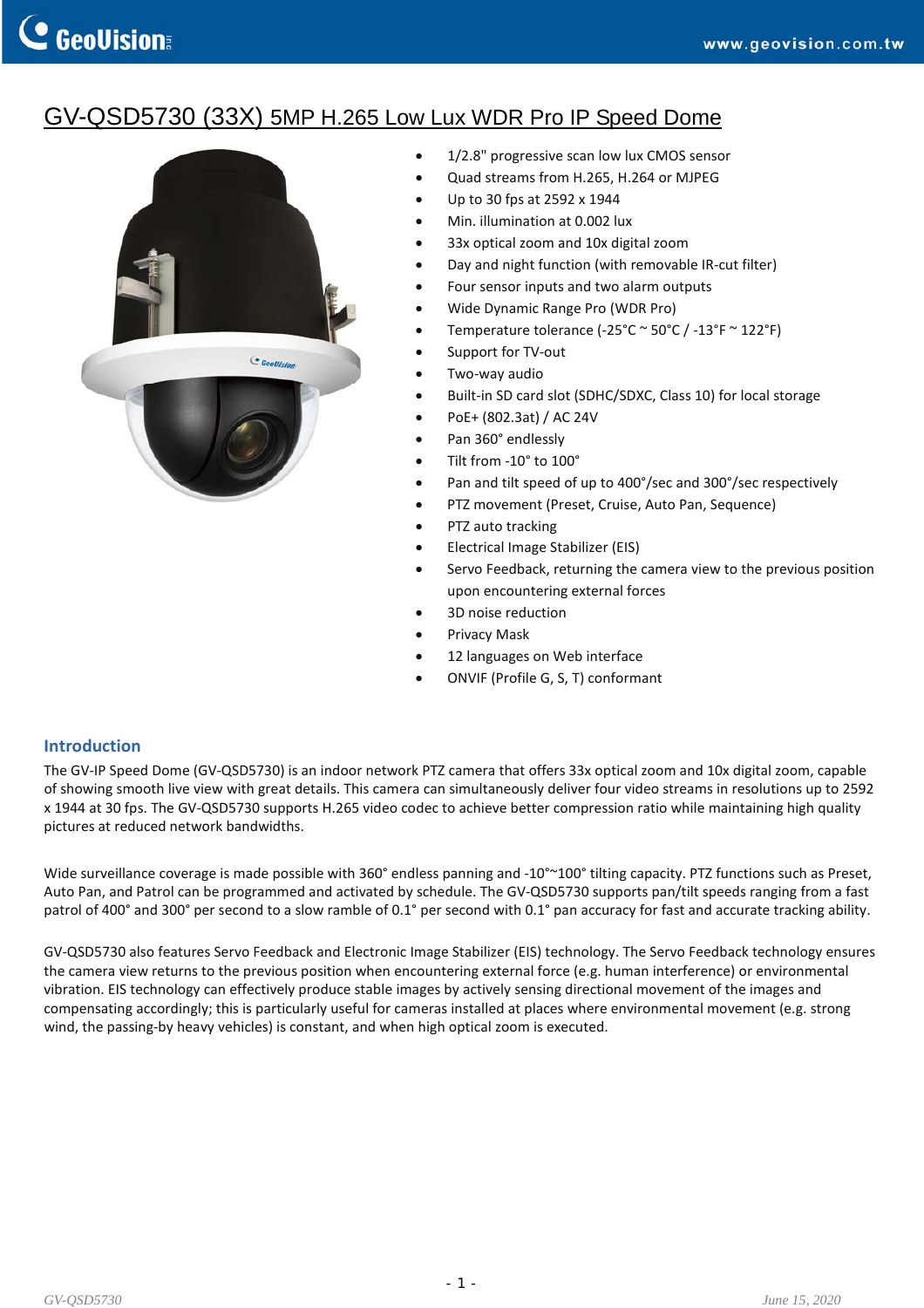# GV-QSD5730 (33X) 5MP H.265 Low Lux WDR Pro IP Speed Dome

- 1/2.8" progressive scan low lux CMOS sensor
- Quad streams from H.265, H.264 or MJPEG
- Up to 30 fps at 2592 x 1944
- Min. illumination at 0.002 lux
- 33x optical zoom and 10x digital zoom
- Day and night function (with removable IR-cut filter)
- Four sensor inputs and two alarm outputs
- Wide Dynamic Range Pro (WDR Pro)
- Temperature tolerance (-25°C ~ 50°C / -13°F ~ 122°F)
- Support for TV-out
- Two-way audio
- Built-in SD card slot (SDHC/SDXC, Class 10) for local storage
- PoE+ (802.3at) / AC 24V
- Pan 360° endlessly
- Tilt from -10° to 100°
- Pan and tilt speed of up to 400°/sec and 300°/sec respectively
- PTZ movement (Preset, Cruise, Auto Pan, Sequence)
- PTZ auto tracking
- Electrical Image Stabilizer (EIS)
- Servo Feedback, returning the camera view to the previous position upon encountering external forces
- 3D noise reduction
- Privacy Mask
- 12 languages on Web interface
- ONVIF (Profile G, S, T) conformant

## Introduction

The GV-IP Speed Dome (GV-QSD5730) is an indoor network PTZ camera that offers 33x optical zoom and 10x digital zoom, capable of showing smooth live view with great details. This camera can simultaneously deliver four video streams in resolutions up to 2592 x 1944 at 30 fps. The GV-QSD5730 supports H.265 video codec to achieve better compression ratio while maintaining high quality pictures at reduced network bandwidths.

Wide surveillance coverage is made possible with 360° endless panning and -10°~100° tilting capacity. PTZ functions such as Preset, Auto Pan, and Patrol can be programmed and activated by schedule. The GV-QSD5730 supports pan/tilt speeds ranging from a fast patrol of 400° and 300° per second to a slow ramble of 0.1° per second with 0.1° pan accuracy for fast and accurate tracking ability.

GV-QSD5730 also features Servo Feedback and Electronic Image Stabilizer (EIS) technology. The Servo Feedback technology ensures the camera view returns to the previous position when encountering external force (e.g. human interference) or environmental vibration. EIS technology can effectively produce stable images by actively sensing directional movement of the images and compensating accordingly; this is particularly useful for cameras installed at places where environmental movement (e.g. strong wind, the passing-by heavy vehicles) is constant, and when high optical zoom is executed.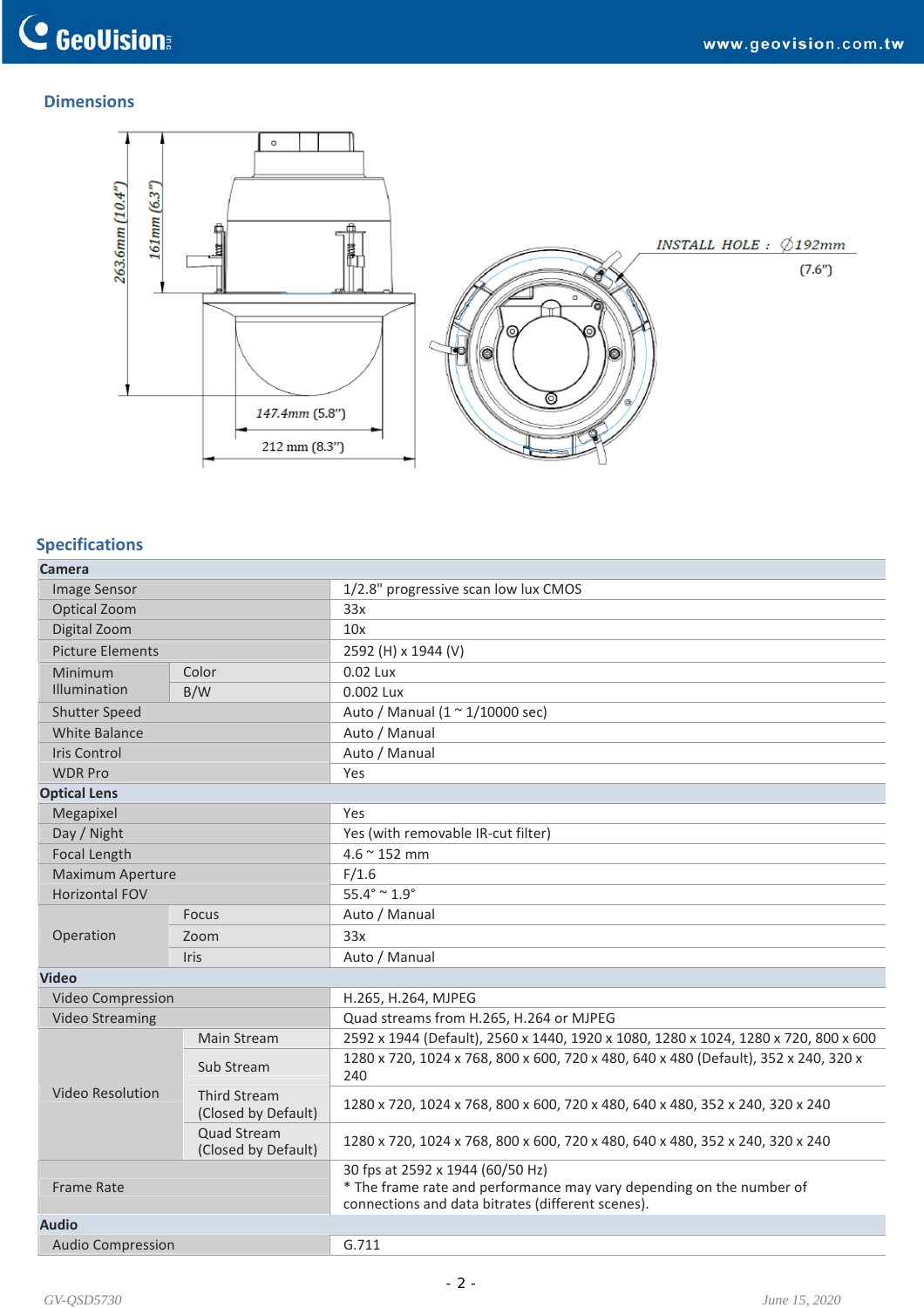## Dimensions

263.6mm (10.4")

161mm (6.3")

147.4mm (5.8")

212 mm (8.3")

INSTALL HOLE : ∅192mm (7.6")

## Specifications

| Camera | | |
|---|---|---|
| Image Sensor | | 1/2.8" progressive scan low lux CMOS |
| Optical Zoom | | 33x |
| Digital Zoom | | 10x |
| Picture Elements | | 2592 (H) x 1944 (V) |
| Minimum Illumination | Color | 0.02 Lux |
| | B/W | 0.002 Lux |
| Shutter Speed | | Auto / Manual (1 ~ 1/10000 sec) |
| White Balance | | Auto / Manual |
| Iris Control | | Auto / Manual |
| WDR Pro | | Yes |
| **Optical Lens** | | |
| Megapixel | | Yes |
| Day / Night | | Yes (with removable IR-cut filter) |
| Focal Length | | 4.6 ~ 152 mm |
| Maximum Aperture | | F/1.6 |
| Horizontal FOV | | 55.4° ~ 1.9° |
| Operation | Focus | Auto / Manual |
| | Zoom | 33x |
| | Iris | Auto / Manual |
| **Video** | | |
| Video Compression | | H.265, H.264, MJPEG |
| Video Streaming | | Quad streams from H.265, H.264 or MJPEG |
| Video Resolution | Main Stream | 2592 x 1944 (Default), 2560 x 1440, 1920 x 1080, 1280 x 1024, 1280 x 720, 800 x 600 |
| | Sub Stream | 1280 x 720, 1024 x 768, 800 x 600, 720 x 480, 640 x 480 (Default), 352 x 240, 320 x 240 |
| | Third Stream (Closed by Default) | 1280 x 720, 1024 x 768, 800 x 600, 720 x 480, 640 x 480, 352 x 240, 320 x 240 |
| | Quad Stream (Closed by Default) | 1280 x 720, 1024 x 768, 800 x 600, 720 x 480, 640 x 480, 352 x 240, 320 x 240 |
| Frame Rate | | 30 fps at 2592 x 1944 (60/50 Hz)<br>* The frame rate and performance may vary depending on the number of connections and data bitrates (different scenes). |
| **Audio** | | |
| Audio Compression | | G.711 |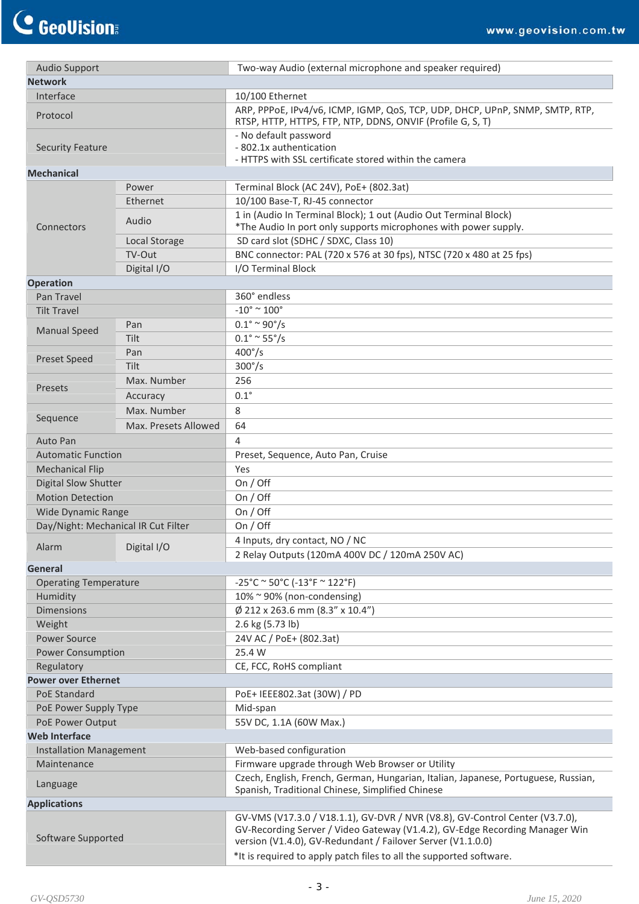| | | |
|---|---|---|
| Audio Support | | Two-way Audio (external microphone and speaker required) |
| **Network** | | |
| Interface | | 10/100 Ethernet |
| Protocol | | ARP, PPPoE, IPv4/v6, ICMP, IGMP, QoS, TCP, UDP, DHCP, UPnP, SNMP, SMTP, RTP, RTSP, HTTP, HTTPS, FTP, NTP, DDNS, ONVIF (Profile G, S, T) |
| Security Feature | | - No default password<br>- 802.1x authentication<br>- HTTPS with SSL certificate stored within the camera |
| **Mechanical** | | |
| Connectors | Power | Terminal Block (AC 24V), PoE+ (802.3at) |
| | Ethernet | 10/100 Base-T, RJ-45 connector |
| | Audio | 1 in (Audio In Terminal Block); 1 out (Audio Out Terminal Block)<br>*The Audio In port only supports microphones with power supply. |
| | Local Storage | SD card slot (SDHC / SDXC, Class 10) |
| | TV-Out | BNC connector: PAL (720 x 576 at 30 fps), NTSC (720 x 480 at 25 fps) |
| | Digital I/O | I/O Terminal Block |
| **Operation** | | |
| Pan Travel | | 360° endless |
| Tilt Travel | | -10° ~ 100° |
| Manual Speed | Pan | 0.1° ~ 90°/s |
| | Tilt | 0.1° ~ 55°/s |
| Preset Speed | Pan | 400°/s |
| | Tilt | 300°/s |
| Presets | Max. Number | 256 |
| | Accuracy | 0.1° |
| Sequence | Max. Number | 8 |
| | Max. Presets Allowed | 64 |
| Auto Pan | | 4 |
| Automatic Function | | Preset, Sequence, Auto Pan, Cruise |
| Mechanical Flip | | Yes |
| Digital Slow Shutter | | On / Off |
| Motion Detection | | On / Off |
| Wide Dynamic Range | | On / Off |
| Day/Night: Mechanical IR Cut Filter | | On / Off |
| Alarm | Digital I/O | 4 Inputs, dry contact, NO / NC |
| | | 2 Relay Outputs (120mA 400V DC / 120mA 250V AC) |
| **General** | | |
| Operating Temperature | | -25°C ~ 50°C (-13°F ~ 122°F) |
| Humidity | | 10% ~ 90% (non-condensing) |
| Dimensions | | Ø 212 x 263.6 mm (8.3” x 10.4”) |
| Weight | | 2.6 kg (5.73 lb) |
| Power Source | | 24V AC / PoE+ (802.3at) |
| Power Consumption | | 25.4 W |
| Regulatory | | CE, FCC, RoHS compliant |
| **Power over Ethernet** | | |
| PoE Standard | | PoE+ IEEE802.3at (30W) / PD |
| PoE Power Supply Type | | Mid-span |
| PoE Power Output | | 55V DC, 1.1A (60W Max.) |
| **Web Interface** | | |
| Installation Management | | Web-based configuration |
| Maintenance | | Firmware upgrade through Web Browser or Utility |
| Language | | Czech, English, French, German, Hungarian, Italian, Japanese, Portuguese, Russian, Spanish, Traditional Chinese, Simplified Chinese |
| **Applications** | | |
| Software Supported | | GV-VMS (V17.3.0 / V18.1.1), GV-DVR / NVR (V8.8), GV-Control Center (V3.7.0), GV-Recording Server / Video Gateway (V1.4.2), GV-Edge Recording Manager Win version (V1.4.0), GV-Redundant / Failover Server (V1.1.0.0)<br>*It is required to apply patch files to all the supported software. |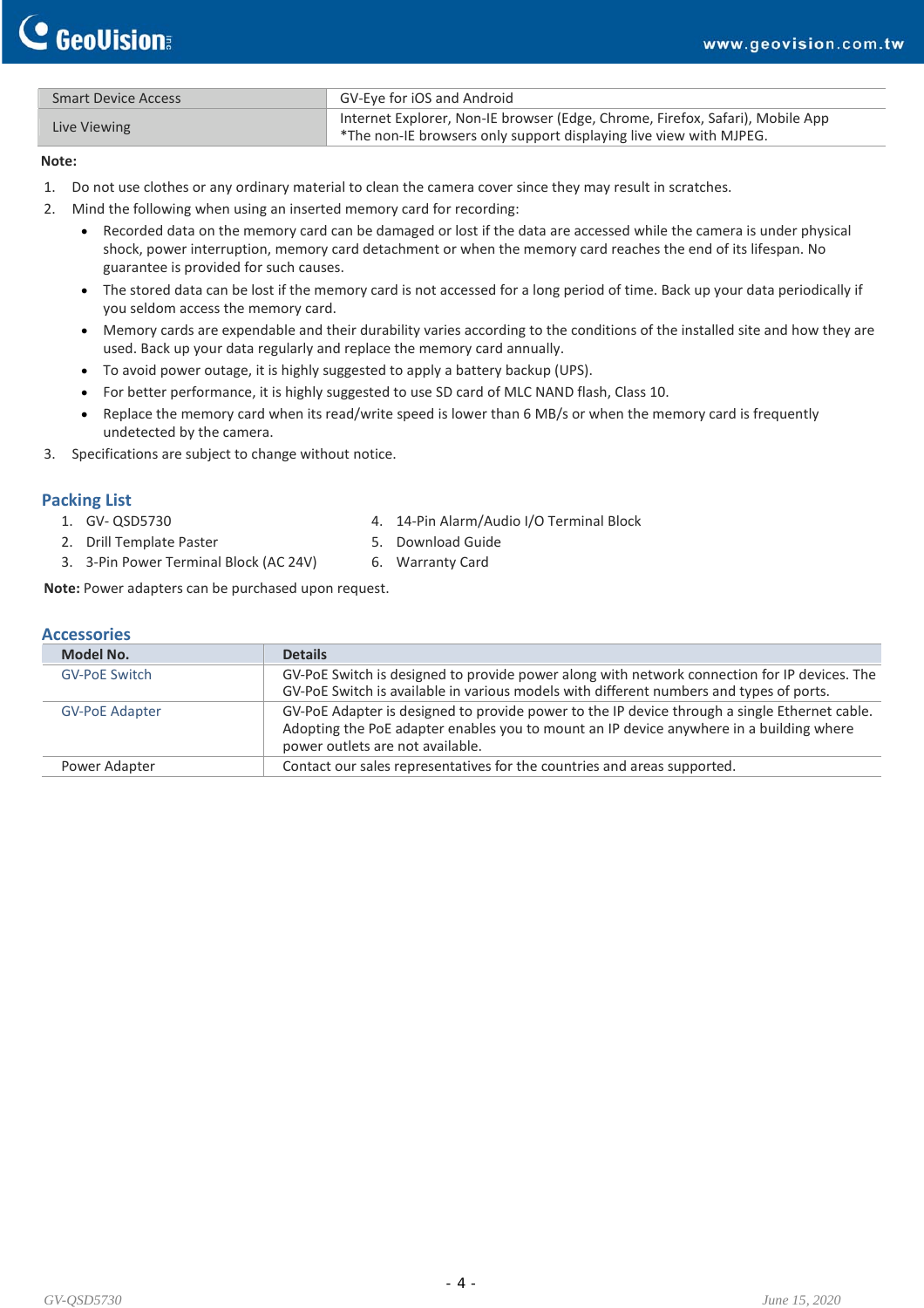| | |
|---|---|
| Smart Device Access | GV-Eye for iOS and Android |
| Live Viewing | Internet Explorer, Non-IE browser (Edge, Chrome, Firefox, Safari), Mobile App<br>*The non-IE browsers only support displaying live view with MJPEG. |

**Note:**

1. Do not use clothes or any ordinary material to clean the camera cover since they may result in scratches.
2. Mind the following when using an inserted memory card for recording:
   - Recorded data on the memory card can be damaged or lost if the data are accessed while the camera is under physical shock, power interruption, memory card detachment or when the memory card reaches the end of its lifespan. No guarantee is provided for such causes.
   - The stored data can be lost if the memory card is not accessed for a long period of time. Back up your data periodically if you seldom access the memory card.
   - Memory cards are expendable and their durability varies according to the conditions of the installed site and how they are used. Back up your data regularly and replace the memory card annually.
   - To avoid power outage, it is highly suggested to apply a battery backup (UPS).
   - For better performance, it is highly suggested to use SD card of MLC NAND flash, Class 10.
   - Replace the memory card when its read/write speed is lower than 6 MB/s or when the memory card is frequently undetected by the camera.
3. Specifications are subject to change without notice.

## Packing List

1. GV- QSD5730
2. Drill Template Paster
3. 3-Pin Power Terminal Block (AC 24V)
4. 14-Pin Alarm/Audio I/O Terminal Block
5. Download Guide
6. Warranty Card

**Note:** Power adapters can be purchased upon request.

## Accessories

| Model No. | Details |
|---|---|
| GV-PoE Switch | GV-PoE Switch is designed to provide power along with network connection for IP devices. The GV-PoE Switch is available in various models with different numbers and types of ports. |
| GV-PoE Adapter | GV-PoE Adapter is designed to provide power to the IP device through a single Ethernet cable. Adopting the PoE adapter enables you to mount an IP device anywhere in a building where power outlets are not available. |
| Power Adapter | Contact our sales representatives for the countries and areas supported. |